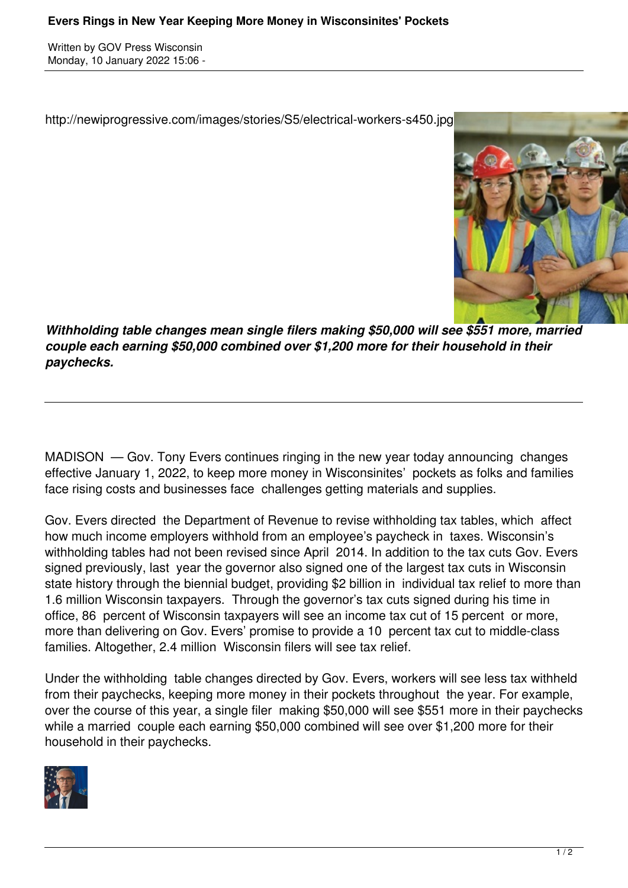# Evers Rings in New Year Keeping More Money in Wisconsinites' Pockets

Written by GOV Press Wisconsin
Monday, 10 January 2022 15:06 -

http://newiprogressive.com/images/stories/S5/electrical-workers-s450.jpg

***Withholding table changes mean single filers making $50,000 will see $551 more, married couple each earning $50,000 combined over $1,200 more for their household in their paychecks.***

---

MADISON — Gov. Tony Evers continues ringing in the new year today announcing changes effective January 1, 2022, to keep more money in Wisconsinites' pockets as folks and families face rising costs and businesses face challenges getting materials and supplies.

Gov. Evers directed the Department of Revenue to revise withholding tax tables, which affect how much income employers withhold from an employee's paycheck in taxes. Wisconsin's withholding tables had not been revised since April 2014. In addition to the tax cuts Gov. Evers signed previously, last year the governor also signed one of the largest tax cuts in Wisconsin state history through the biennial budget, providing $2 billion in individual tax relief to more than 1.6 million Wisconsin taxpayers. Through the governor's tax cuts signed during his time in office, 86 percent of Wisconsin taxpayers will see an income tax cut of 15 percent or more, more than delivering on Gov. Evers' promise to provide a 10 percent tax cut to middle-class families. Altogether, 2.4 million Wisconsin filers will see tax relief.

Under the withholding table changes directed by Gov. Evers, workers will see less tax withheld from their paychecks, keeping more money in their pockets throughout the year. For example, over the course of this year, a single filer making $50,000 will see $551 more in their paychecks while a married couple each earning $50,000 combined will see over $1,200 more for their household in their paychecks.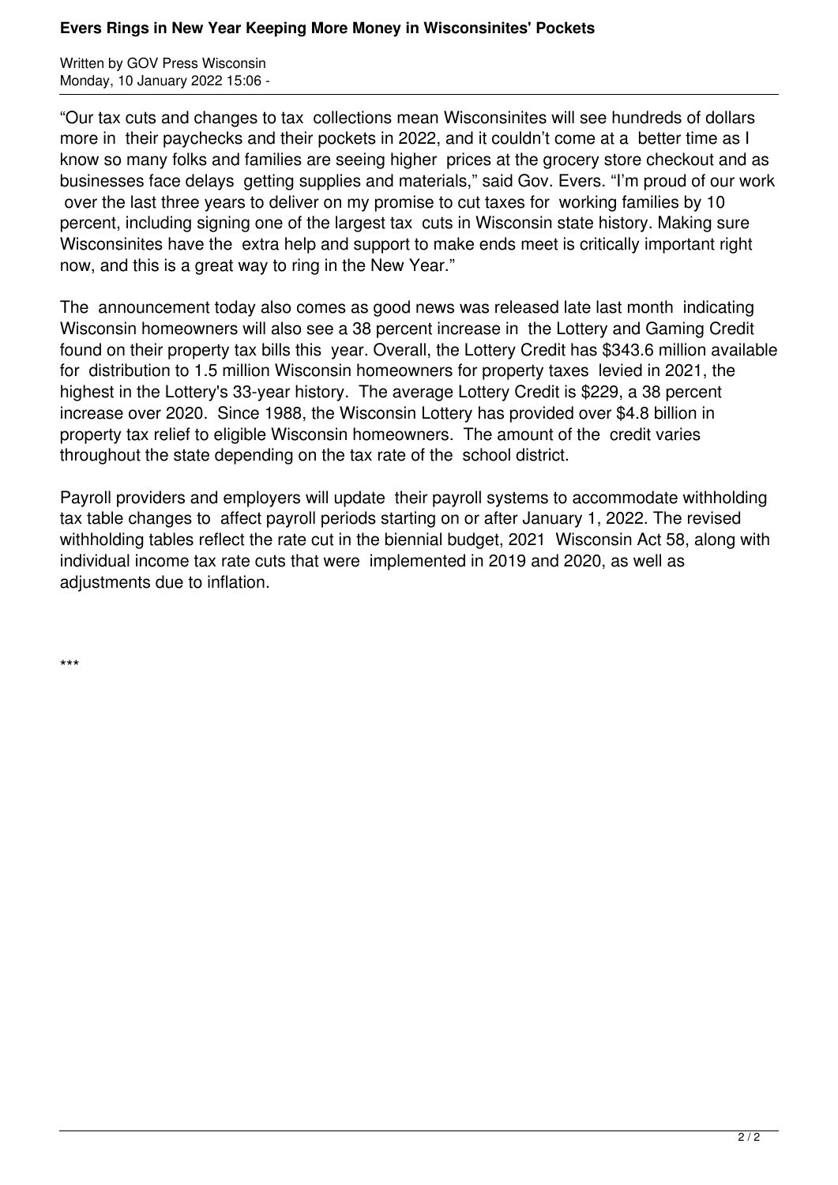"Our tax cuts and changes to tax collections mean Wisconsinites will see hundreds of dollars more in their paychecks and their pockets in 2022, and it couldn't come at a better time as I know so many folks and families are seeing higher prices at the grocery store checkout and as businesses face delays getting supplies and materials," said Gov. Evers. "I'm proud of our work over the last three years to deliver on my promise to cut taxes for working families by 10 percent, including signing one of the largest tax cuts in Wisconsin state history. Making sure Wisconsinites have the extra help and support to make ends meet is critically important right now, and this is a great way to ring in the New Year."

The announcement today also comes as good news was released late last month indicating Wisconsin homeowners will also see a 38 percent increase in the Lottery and Gaming Credit found on their property tax bills this year. Overall, the Lottery Credit has $343.6 million available for distribution to 1.5 million Wisconsin homeowners for property taxes levied in 2021, the highest in the Lottery's 33-year history. The average Lottery Credit is $229, a 38 percent increase over 2020. Since 1988, the Wisconsin Lottery has provided over $4.8 billion in property tax relief to eligible Wisconsin homeowners. The amount of the credit varies throughout the state depending on the tax rate of the school district.

Payroll providers and employers will update their payroll systems to accommodate withholding tax table changes to affect payroll periods starting on or after January 1, 2022. The revised withholding tables reflect the rate cut in the biennial budget, 2021 Wisconsin Act 58, along with individual income tax rate cuts that were implemented in 2019 and 2020, as well as adjustments due to inflation.

***